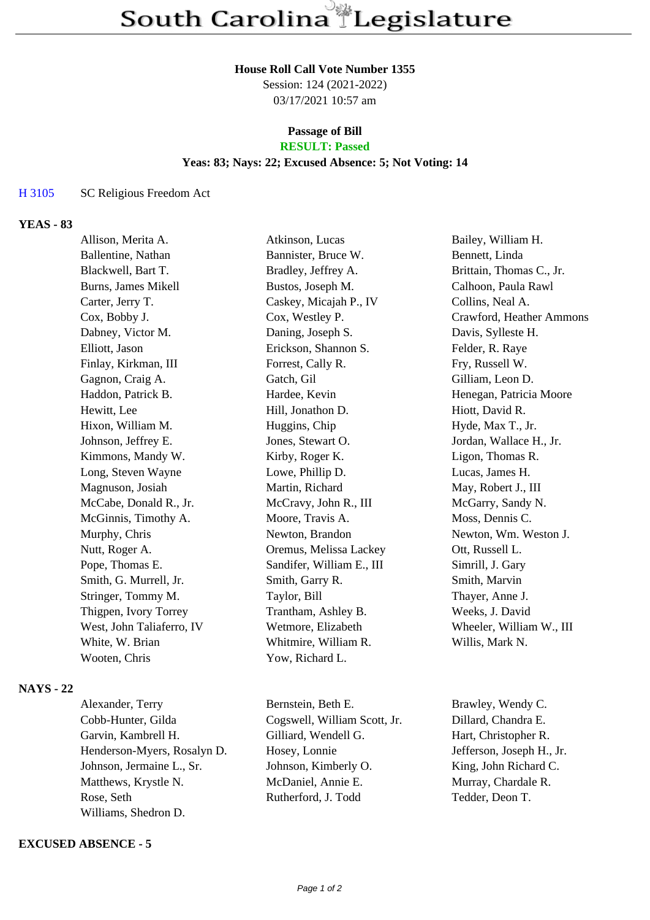# South Carolina Legislature

**House Roll Call Vote Number 1355**
Session: 124 (2021-2022)
03/17/2021 10:57 am

**Passage of Bill**
**RESULT: Passed**
**Yeas: 83; Nays: 22; Excused Absence: 5; Not Voting: 14**

H 3105 SC Religious Freedom Act

**YEAS - 83**

| | | |
|---|---|---|
| Allison, Merita A. | Atkinson, Lucas | Bailey, William H. |
| Ballentine, Nathan | Bannister, Bruce W. | Bennett, Linda |
| Blackwell, Bart T. | Bradley, Jeffrey A. | Brittain, Thomas C., Jr. |
| Burns, James Mikell | Bustos, Joseph M. | Calhoon, Paula Rawl |
| Carter, Jerry T. | Caskey, Micajah P., IV | Collins, Neal A. |
| Cox, Bobby J. | Cox, Westley P. | Crawford, Heather Ammons |
| Dabney, Victor M. | Daning, Joseph S. | Davis, Sylleste H. |
| Elliott, Jason | Erickson, Shannon S. | Felder, R. Raye |
| Finlay, Kirkman, III | Forrest, Cally R. | Fry, Russell W. |
| Gagnon, Craig A. | Gatch, Gil | Gilliam, Leon D. |
| Haddon, Patrick B. | Hardee, Kevin | Henegan, Patricia Moore |
| Hewitt, Lee | Hill, Jonathon D. | Hiott, David R. |
| Hixon, William M. | Huggins, Chip | Hyde, Max T., Jr. |
| Johnson, Jeffrey E. | Jones, Stewart O. | Jordan, Wallace H., Jr. |
| Kimmons, Mandy W. | Kirby, Roger K. | Ligon, Thomas R. |
| Long, Steven Wayne | Lowe, Phillip D. | Lucas, James H. |
| Magnuson, Josiah | Martin, Richard | May, Robert J., III |
| McCabe, Donald R., Jr. | McCravy, John R., III | McGarry, Sandy N. |
| McGinnis, Timothy A. | Moore, Travis A. | Moss, Dennis C. |
| Murphy, Chris | Newton, Brandon | Newton, Wm. Weston J. |
| Nutt, Roger A. | Oremus, Melissa Lackey | Ott, Russell L. |
| Pope, Thomas E. | Sandifer, William E., III | Simrill, J. Gary |
| Smith, G. Murrell, Jr. | Smith, Garry R. | Smith, Marvin |
| Stringer, Tommy M. | Taylor, Bill | Thayer, Anne J. |
| Thigpen, Ivory Torrey | Trantham, Ashley B. | Weeks, J. David |
| West, John Taliaferro, IV | Wetmore, Elizabeth | Wheeler, William W., III |
| White, W. Brian | Whitmire, William R. | Willis, Mark N. |
| Wooten, Chris | Yow, Richard L. | |

**NAYS - 22**

| | | |
|---|---|---|
| Alexander, Terry | Bernstein, Beth E. | Brawley, Wendy C. |
| Cobb-Hunter, Gilda | Cogswell, William Scott, Jr. | Dillard, Chandra E. |
| Garvin, Kambrell H. | Gilliard, Wendell G. | Hart, Christopher R. |
| Henderson-Myers, Rosalyn D. | Hosey, Lonnie | Jefferson, Joseph H., Jr. |
| Johnson, Jermaine L., Sr. | Johnson, Kimberly O. | King, John Richard C. |
| Matthews, Krystle N. | McDaniel, Annie E. | Murray, Chardale R. |
| Rose, Seth | Rutherford, J. Todd | Tedder, Deon T. |
| Williams, Shedron D. | | |

**EXCUSED ABSENCE - 5**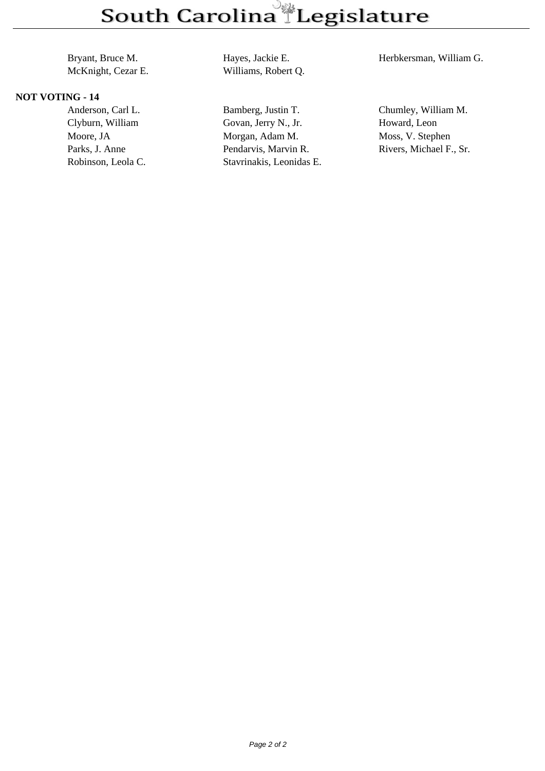Bryant, Bruce M.
Hayes, Jackie E.
Herbkersman, William G.
McKnight, Cezar E.
Williams, Robert Q.

**NOT VOTING - 14**

Anderson, Carl L.
Bamberg, Justin T.
Chumley, William M.
Clyburn, William
Govan, Jerry N., Jr.
Howard, Leon
Moore, JA
Morgan, Adam M.
Moss, V. Stephen
Parks, J. Anne
Pendarvis, Marvin R.
Rivers, Michael F., Sr.
Robinson, Leola C.
Stavrinakis, Leonidas E.